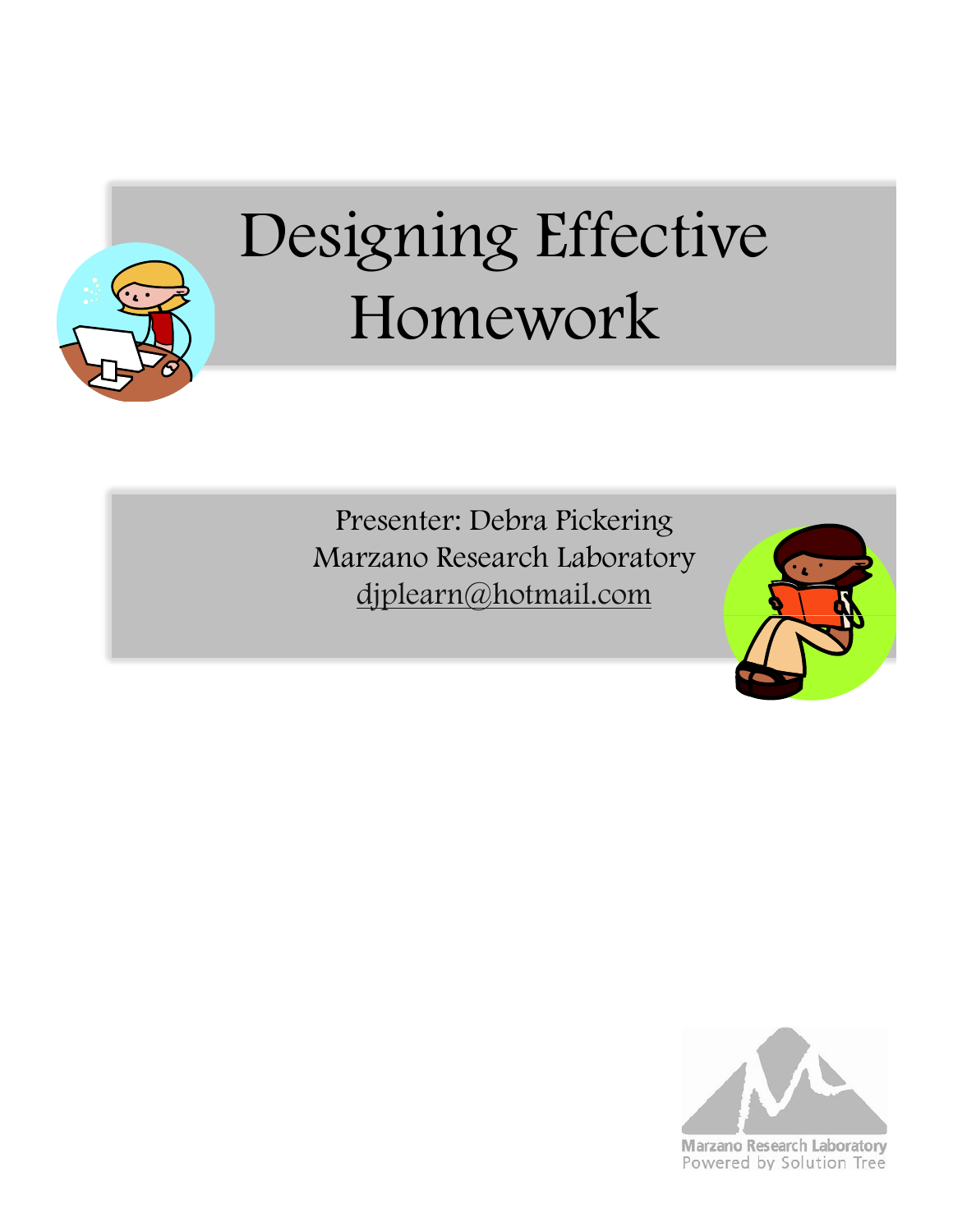# Designing Effective Homework

Presenter: Debra Pickering
Marzano Research Laboratory
djplearn@hotmail.com

Marzano Research Laboratory
Powered by Solution Tree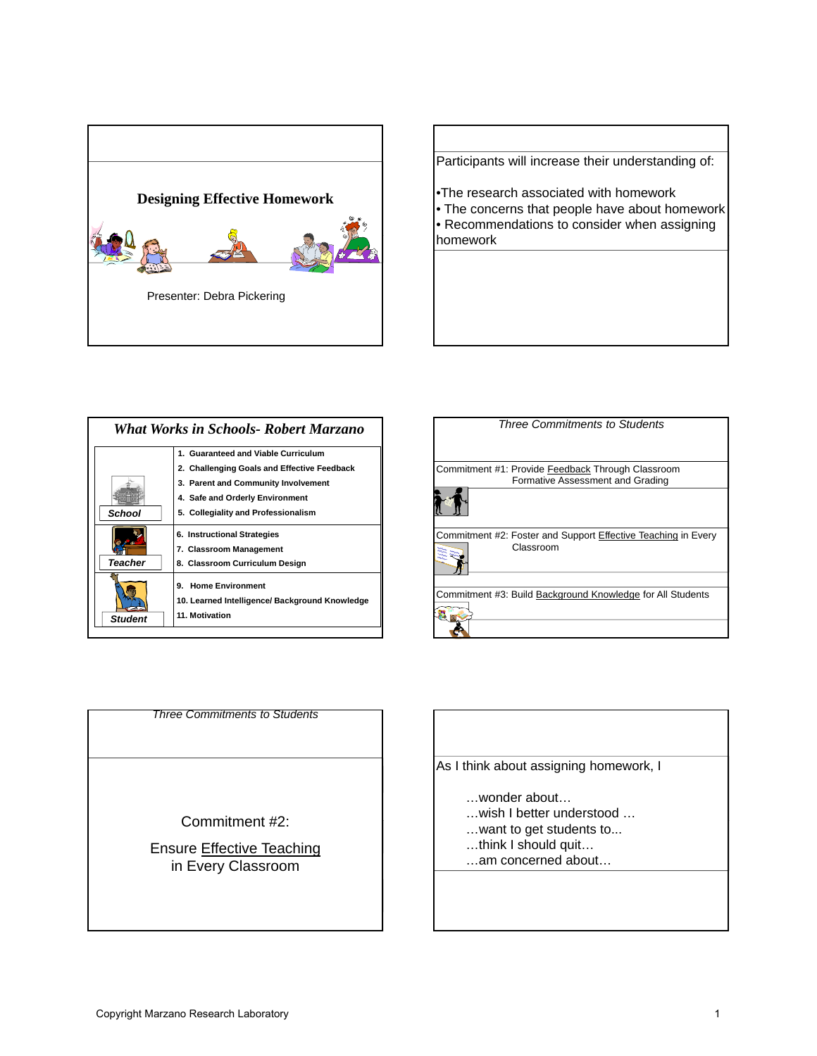## Designing Effective Homework

Presenter: Debra Pickering

---

Participants will increase their understanding of:

- The research associated with homework
- The concerns that people have about homework
- Recommendations to consider when assigning homework

---

### *What Works in Schools- Robert Marzano*

| | |
|---|---|
| **School** | **1. Guaranteed and Viable Curriculum**<br>**2. Challenging Goals and Effective Feedback**<br>**3. Parent and Community Involvement**<br>**4. Safe and Orderly Environment**<br>**5. Collegiality and Professionalism** |
| **Teacher** | **6. Instructional Strategies**<br>**7. Classroom Management**<br>**8. Classroom Curriculum Design** |
| **Student** | **9. Home Environment**<br>**10. Learned Intelligence/ Background Knowledge**<br>**11. Motivation** |

---

*Three Commitments to Students*

Commitment #1: Provide Feedback Through Classroom Formative Assessment and Grading

Commitment #2: Foster and Support Effective Teaching in Every Classroom

Commitment #3: Build Background Knowledge for All Students

---

*Three Commitments to Students*

Commitment #2:

Ensure Effective Teaching in Every Classroom

---

As I think about assigning homework, I

…wonder about…
…wish I better understood …
…want to get students to...
…think I should quit…
…am concerned about…

Copyright Marzano Research Laboratory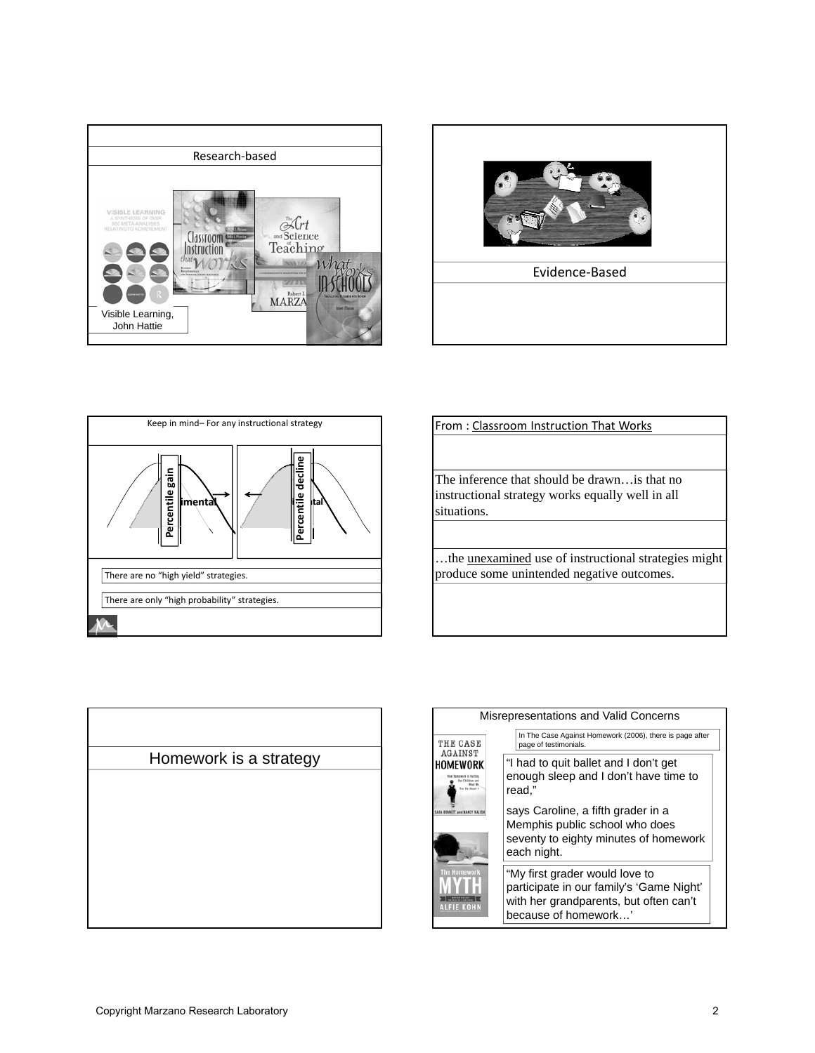Research-based

VISIBLE LEARNING
A SYNTHESIS OF OVER 800 META-ANALYSES RELATING TO ACHIEVEMENT

Classroom Instruction that works

The Art and Science of Teaching

Robert J. MARZANO

what works IN SCHOOLS

Visible Learning, John Hattie

Evidence-Based

Keep in mind– For any instructional strategy

Percentile gain

Percentile decline

There are no “high yield” strategies.

There are only “high probability” strategies.

From : Classroom Instruction That Works

The inference that should be drawn…is that no instructional strategy works equally well in all situations.

…the unexamined use of instructional strategies might produce some unintended negative outcomes.

## Homework is a strategy

Misrepresentations and Valid Concerns

In The Case Against Homework (2006), there is page after page of testimonials.

“I had to quit ballet and I don’t get enough sleep and I don’t have time to read,”

says Caroline, a fifth grader in a Memphis public school who does seventy to eighty minutes of homework each night.

“My first grader would love to participate in our family’s ‘Game Night’ with her grandparents, but often can’t because of homework…’

THE CASE AGAINST HOMEWORK

The Homework MYTH ALFIE KOHN

Copyright Marzano Research Laboratory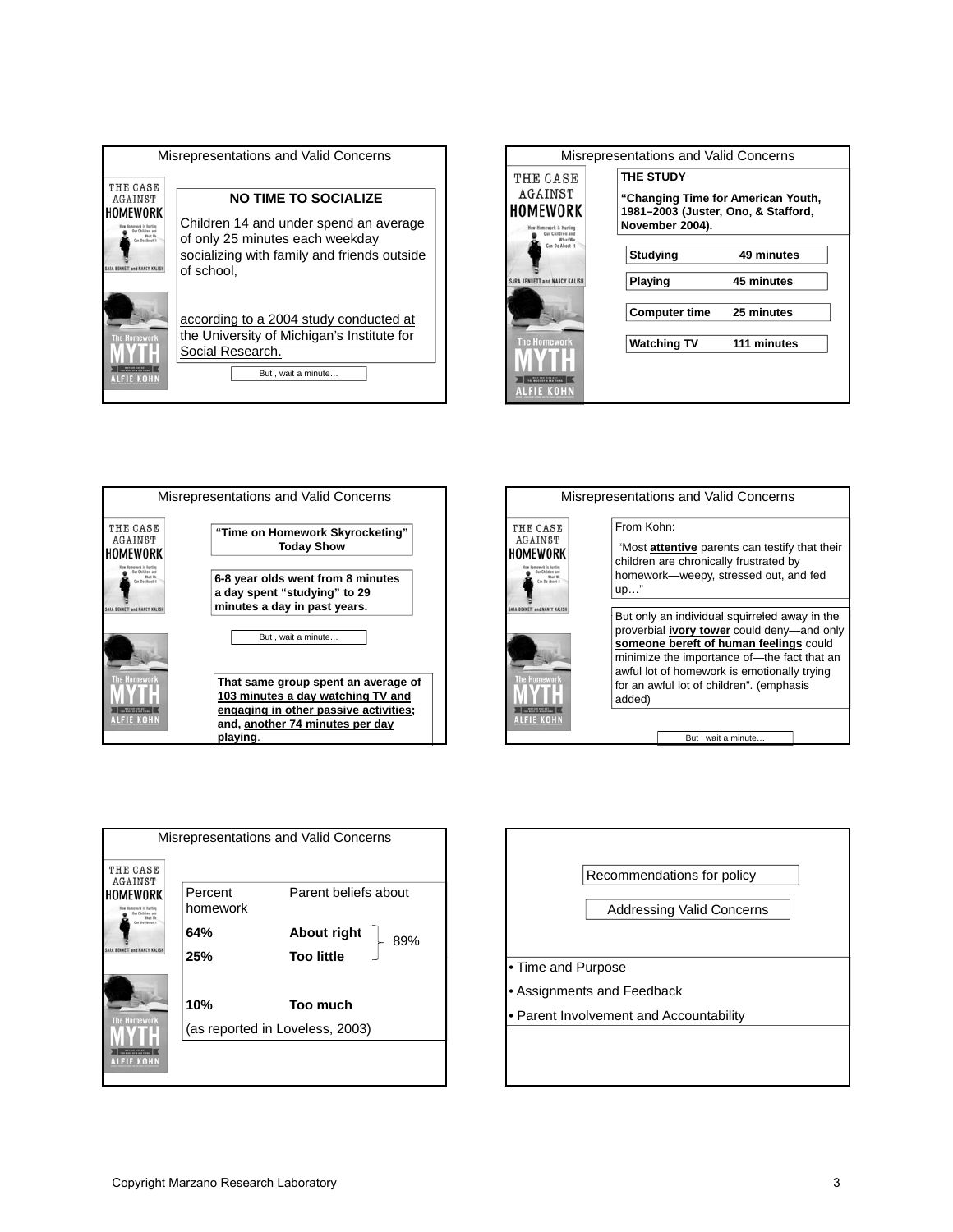## Misrepresentations and Valid Concerns

**NO TIME TO SOCIALIZE**

Children 14 and under spend an average of only 25 minutes each weekday socializing with family and friends outside of school,

according to a 2004 study conducted at the University of Michigan's Institute for Social Research.

But , wait a minute…

## Misrepresentations and Valid Concerns

**THE STUDY**

**"Changing Time for American Youth, 1981–2003 (Juster, Ono, & Stafford, November 2004).**

| | |
|---|---|
| **Studying** | **49 minutes** |
| **Playing** | **45 minutes** |
| **Computer time** | **25 minutes** |
| **Watching TV** | **111 minutes** |

## Misrepresentations and Valid Concerns

**"Time on Homework Skyrocketing" Today Show**

**6-8 year olds went from 8 minutes a day spent "studying" to 29 minutes a day in past years.**

But , wait a minute…

**That same group spent an average of 103 minutes a day watching TV and engaging in other passive activities; and, another 74 minutes per day playing.**

## Misrepresentations and Valid Concerns

From Kohn:

"Most **attentive** parents can testify that their children are chronically frustrated by homework—weepy, stressed out, and fed up…"

But only an individual squirreled away in the proverbial **ivory tower** could deny—and only **someone bereft of human feelings** could minimize the importance of—the fact that an awful lot of homework is emotionally trying for an awful lot of children". (emphasis added)

But , wait a minute…

## Misrepresentations and Valid Concerns

| Percent homework | Parent beliefs about | |
|---|---|---|
| **64%** | **About right** | 89% |
| **25%** | **Too little** | |
| **10%** | **Too much** | |

(as reported in Loveless, 2003)

Recommendations for policy

Addressing Valid Concerns

- Time and Purpose
- Assignments and Feedback
- Parent Involvement and Accountability

Copyright Marzano Research Laboratory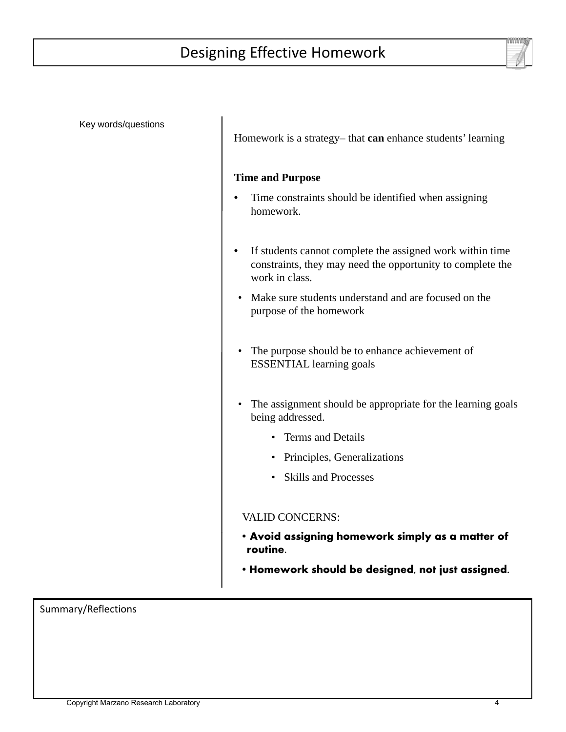# Designing Effective Homework

Key words/questions

Homework is a strategy– that **can** enhance students' learning

**Time and Purpose**

- Time constraints should be identified when assigning homework.

- If students cannot complete the assigned work within time constraints, they may need the opportunity to complete the work in class.
- Make sure students understand and are focused on the purpose of the homework

- The purpose should be to enhance achievement of ESSENTIAL learning goals

- The assignment should be appropriate for the learning goals being addressed.
  - Terms and Details
  - Principles, Generalizations
  - Skills and Processes

VALID CONCERNS:

- **Avoid assigning homework simply as a matter of routine.**
- **Homework should be designed, not just assigned.**

Summary/Reflections

Copyright Marzano Research Laboratory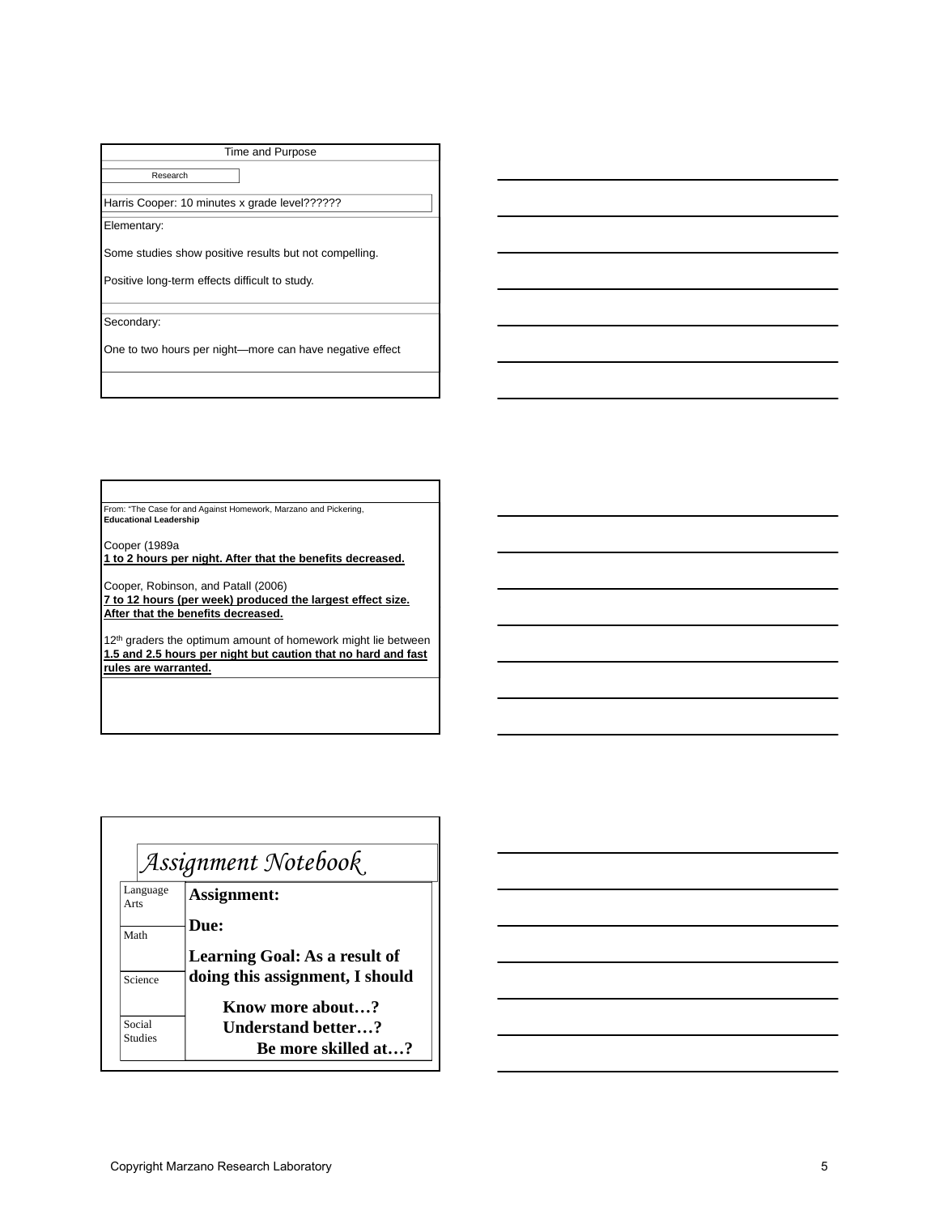### Time and Purpose

Research

Harris Cooper: 10 minutes x grade level??????

Elementary:

Some studies show positive results but not compelling.

Positive long-term effects difficult to study.

Secondary:

One to two hours per night—more can have negative effect

From: "The Case for and Against Homework, Marzano and Pickering, **Educational Leadership**

Cooper (1989a
**1 to 2 hours per night. After that the benefits decreased.**

Cooper, Robinson, and Patall (2006)
**7 to 12 hours (per week) produced the largest effect size. After that the benefits decreased.**

12th graders the optimum amount of homework might lie between **1.5 and 2.5 hours per night but caution that no hard and fast rules are warranted.**

### *Assignment Notebook*

| | |
|---|---|
| Language Arts | **Assignment:**<br><br>**Due:**<br><br>**Learning Goal: As a result of doing this assignment, I should**<br><br>**Know more about…?**<br>**Understand better…?**<br>**Be more skilled at…?** |
| Math | |
| Science | |
| Social Studies | |

Copyright Marzano Research Laboratory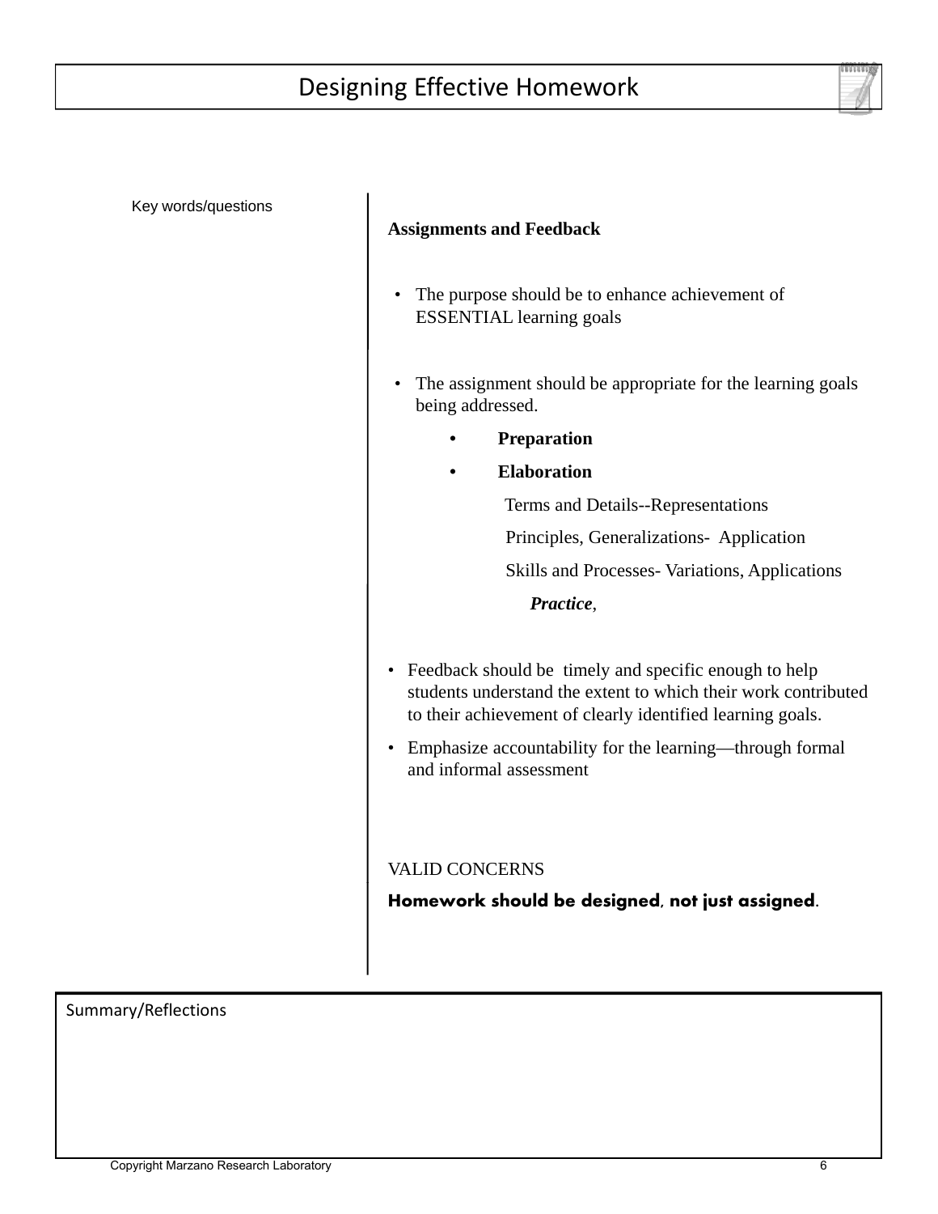# Designing Effective Homework

Key words/questions

**Assignments and Feedback**

- The purpose should be to enhance achievement of ESSENTIAL learning goals

- The assignment should be appropriate for the learning goals being addressed.
    - **Preparation**
    - **Elaboration**

      Terms and Details--Representations

      Principles, Generalizations- Application

      Skills and Processes- Variations, Applications

      ***Practice***,

- Feedback should be timely and specific enough to help students understand the extent to which their work contributed to their achievement of clearly identified learning goals.
- Emphasize accountability for the learning—through formal and informal assessment

VALID CONCERNS

**Homework should be designed, not just assigned.**

Summary/Reflections

Copyright Marzano Research Laboratory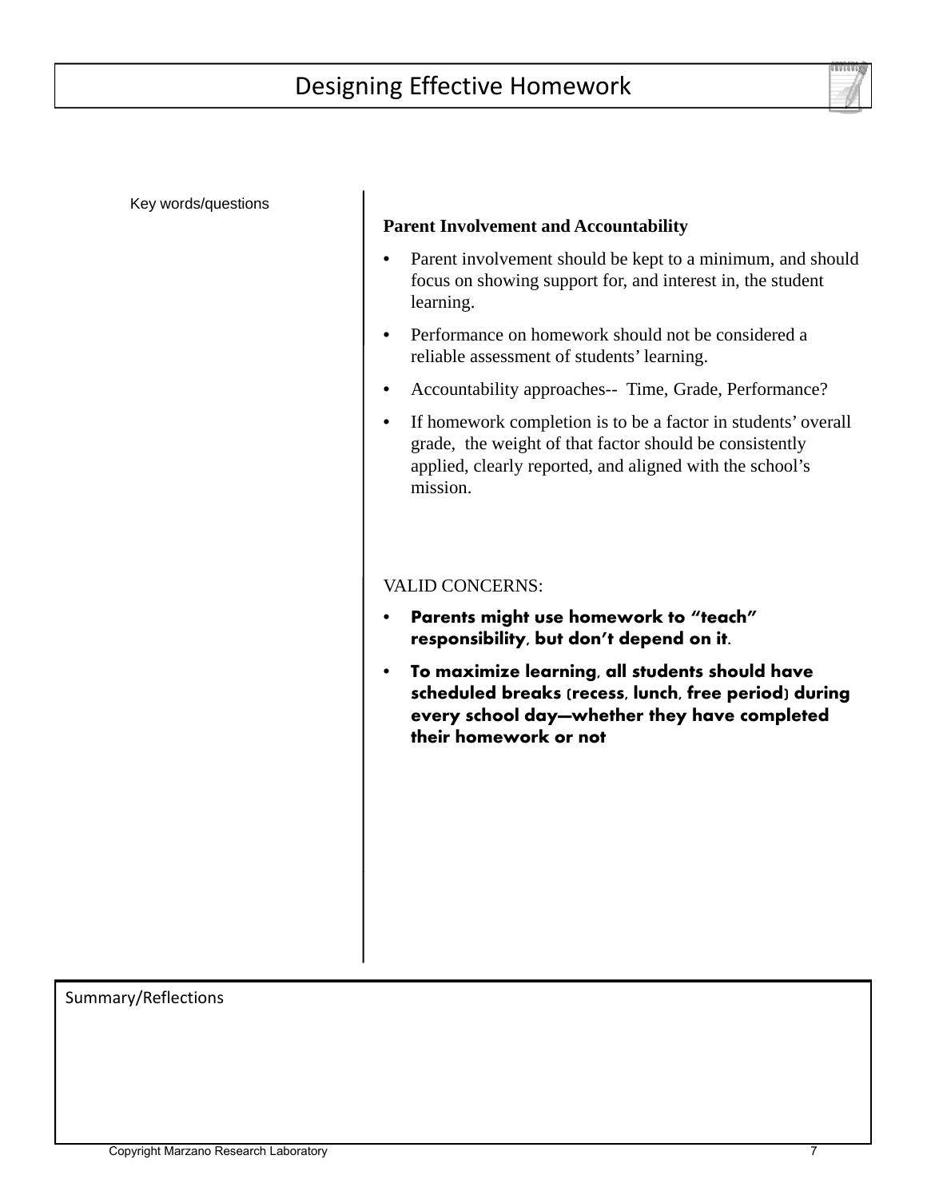# Designing Effective Homework

Key words/questions

**Parent Involvement and Accountability**

- Parent involvement should be kept to a minimum, and should focus on showing support for, and interest in, the student learning.
- Performance on homework should not be considered a reliable assessment of students' learning.
- Accountability approaches-- Time, Grade, Performance?
- If homework completion is to be a factor in students' overall grade, the weight of that factor should be consistently applied, clearly reported, and aligned with the school's mission.

VALID CONCERNS:

- **Parents might use homework to "teach" responsibility, but don't depend on it.**
- **To maximize learning, all students should have scheduled breaks (recess, lunch, free period) during every school day—whether they have completed their homework or not**

Summary/Reflections

Copyright Marzano Research Laboratory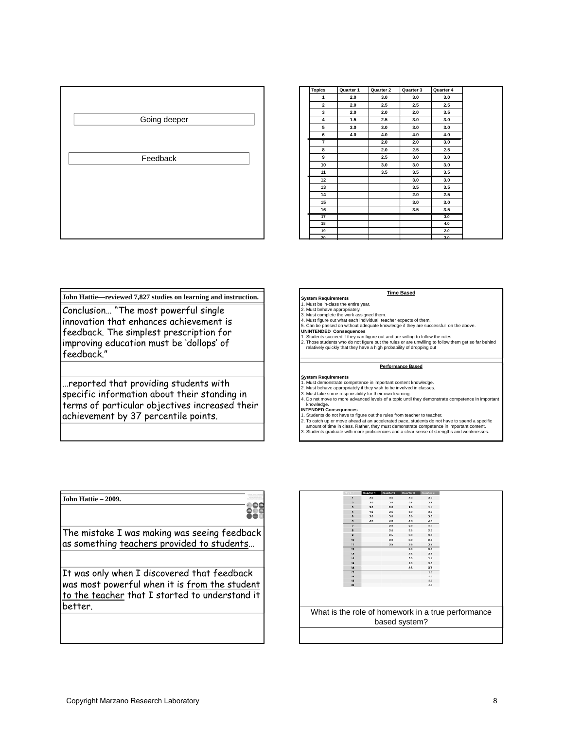Going deeper

Feedback

| Topics | Quarter 1 | Quarter 2 | Quarter 3 | Quarter 4 |
|---|---|---|---|---|
| 1 | 2.0 | 3.0 | 3.0 | 3.0 |
| 2 | 2.0 | 2.5 | 2.5 | 2.5 |
| 3 | 2.0 | 2.0 | 2.0 | 3.5 |
| 4 | 1.5 | 2.5 | 3.0 | 3.0 |
| 5 | 3.0 | 3.0 | 3.0 | 3.0 |
| 6 | 4.0 | 4.0 | 4.0 | 4.0 |
| 7 | | 2.0 | 2.0 | 3.0 |
| 8 | | 2.0 | 2.5 | 2.5 |
| 9 | | 2.5 | 3.0 | 3.0 |
| 10 | | 3.0 | 3.0 | 3.0 |
| 11 | | 3.5 | 3.5 | 3.5 |
| 12 | | | 3.0 | 3.0 |
| 13 | | | 3.5 | 3.5 |
| 14 | | | 2.0 | 2.5 |
| 15 | | | 3.0 | 3.0 |
| 16 | | | 3.5 | 3.5 |
| 17 | | | | 3.0 |
| 18 | | | | 4.0 |
| 19 | | | | 2.0 |
| 20 | | | | 3.0 |

**John Hattie—reviewed 7,827 studies on learning and instruction.**

Conclusion… "The most powerful single innovation that enhances achievement is feedback. The simplest prescription for improving education must be 'dollops' of feedback."

…reported that providing students with specific information about their standing in terms of particular objectives increased their achievement by 37 percentile points.

**Time Based**

**System Requirements**

1. Must be in-class the entire year.
2. Must behave appropriately.
3. Must complete the work assigned them.
4. Must figure out what each individual. teacher expects of them.
5. Can be passed on without adequate knowledge if they are successful on the above.

**UNINTENDED Consequences**

1. Students succeed if they can figure out and are willing to follow the rules.
2. Those students who do not figure out the rules or are unwilling to follow them get so far behind relatively quickly that they have a high probability of dropping out

**Performance Based**

**System Requirements**

1. Must demonstrate competence in important content knowledge.
2. Must behave appropriately if they wish to be involved in classes.
3. Must take some responsibility for their own learning.
4. Do not move to more advanced levels of a topic until they demonstrate competence in important knowledge.

**INTENDED Consequences**

1. Students do not have to figure out the rules from teacher to teacher.
2. To catch up or move ahead at an accelerated pace, students do not have to spend a specific amount of time in class. Rather, they must demonstrate competence in important content.
3. Students graduate with more proficiencies and a clear sense of strengths and weaknesses.

**John Hattie – 2009.**

The mistake I was making was seeing feedback as something teachers provided to students…

It was only when I discovered that feedback was most powerful when it is from the student to the teacher that I started to understand it better.

| Topics | Quarter 1 | Quarter 2 | Quarter 3 | Quarter 4 |
|---|---|---|---|---|
| 1 | 2.0 | 3.0 | 3.0 | 3.0 |
| 2 | 2.0 | 2.5 | 2.5 | 2.5 |
| 3 | 2.0 | 2.0 | 2.0 | 3.5 |
| 4 | 1.5 | 2.5 | 3.0 | 3.0 |
| 5 | 3.0 | 3.0 | 3.0 | 3.0 |
| 6 | 4.0 | 4.0 | 4.0 | 4.0 |
| 7 | | 2.0 | 2.0 | 3.0 |
| 8 | | 2.0 | 2.5 | 2.5 |
| 9 | | 2.5 | 3.0 | 3.0 |
| 10 | | 3.0 | 3.0 | 3.0 |
| 11 | | 3.5 | 3.5 | 3.5 |
| 12 | | | 3.0 | 3.0 |
| 13 | | | 3.5 | 3.5 |
| 14 | | | 2.0 | 2.5 |
| 15 | | | 3.0 | 3.0 |
| 16 | | | 3.5 | 3.5 |
| 17 | | | | 3.0 |
| 18 | | | | 4.0 |
| 19 | | | | 2.0 |
| 20 | | | | 3.0 |

What is the role of homework in a true performance based system?

Copyright Marzano Research Laboratory